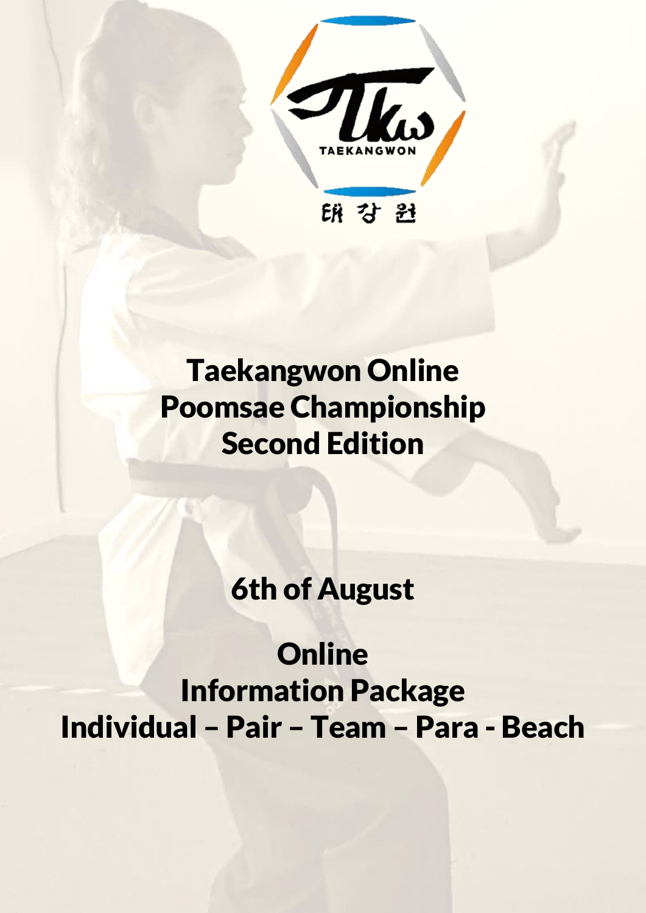# Taekangwon Online Poomsae Championship Second Edition

## 6th of August

## Online
## Information Package
## Individual – Pair – Team – Para - Beach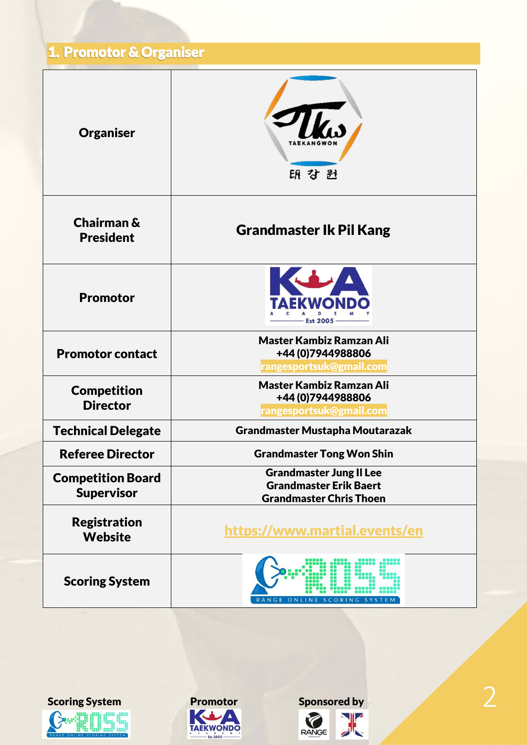## 1. Promotor & Organiser

| | |
|---|---|
| **Organiser** | TAEKANGWON 태강원 |
| **Chairman & President** | **Grandmaster Ik Pil Kang** |
| **Promotor** | KA TAEKWONDO ACADEMY Est 2005 |
| **Promotor contact** | **Master Kambiz Ramzan Ali**<br>**+44 (0)7944988806**<br>**rangesportsuk@gmail.com** |
| **Competition Director** | **Master Kambiz Ramzan Ali**<br>**+44 (0)7944988806**<br>**rangesportsuk@gmail.com** |
| **Technical Delegate** | **Grandmaster Mustapha Moutarazak** |
| **Referee Director** | **Grandmaster Tong Won Shin** |
| **Competition Board Supervisor** | **Grandmaster Jung Il Lee**<br>**Grandmaster Erik Baert**<br>**Grandmaster Chris Thoen** |
| **Registration Website** | **https://www.martial.events/en** |
| **Scoring System** | ROSS RANGE ONLINE SCORING SYSTEM |

**Scoring System** **Promotor** **Sponsored by**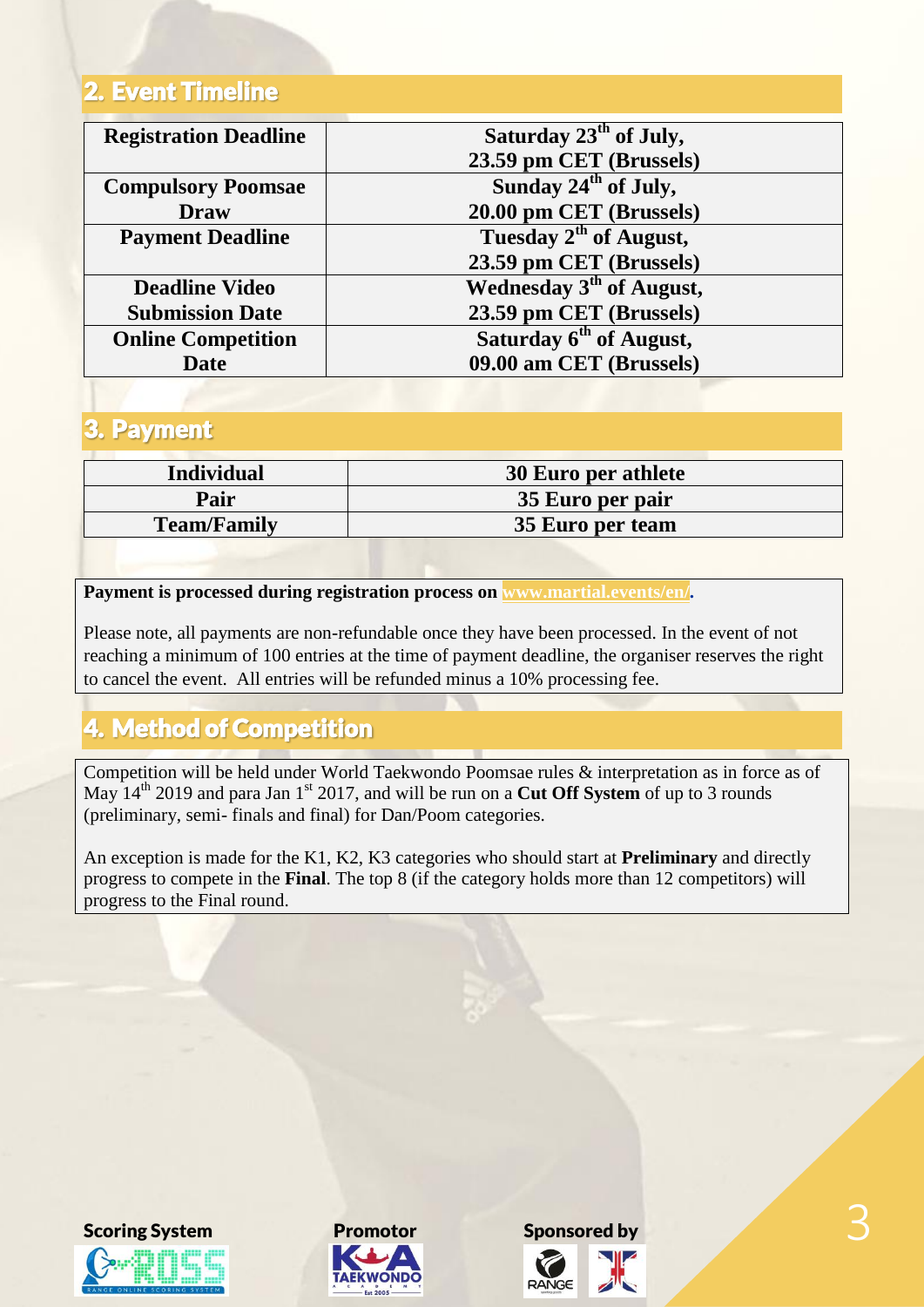## 2. Event Timeline

| | |
|---|---|
| **Registration Deadline** | **Saturday 23rd of July, 23.59 pm CET (Brussels)** |
| **Compulsory Poomsae Draw** | **Sunday 24th of July, 20.00 pm CET (Brussels)** |
| **Payment Deadline** | **Tuesday 2nd of August, 23.59 pm CET (Brussels)** |
| **Deadline Video Submission Date** | **Wednesday 3rd of August, 23.59 pm CET (Brussels)** |
| **Online Competition Date** | **Saturday 6th of August, 09.00 am CET (Brussels)** |

## 3. Payment

| | |
|---|---|
| **Individual** | **30 Euro per athlete** |
| **Pair** | **35 Euro per pair** |
| **Team/Family** | **35 Euro per team** |

**Payment is processed during registration process on www.martial.events/en/.**

Please note, all payments are non-refundable once they have been processed. In the event of not reaching a minimum of 100 entries at the time of payment deadline, the organiser reserves the right to cancel the event. All entries will be refunded minus a 10% processing fee.

## 4. Method of Competition

Competition will be held under World Taekwondo Poomsae rules & interpretation as in force as of May 14th 2019 and para Jan 1st 2017, and will be run on a **Cut Off System** of up to 3 rounds (preliminary, semi- finals and final) for Dan/Poom categories.

An exception is made for the K1, K2, K3 categories who should start at **Preliminary** and directly progress to compete in the **Final**. The top 8 (if the category holds more than 12 competitors) will progress to the Final round.

Scoring System

Promotor

Sponsored by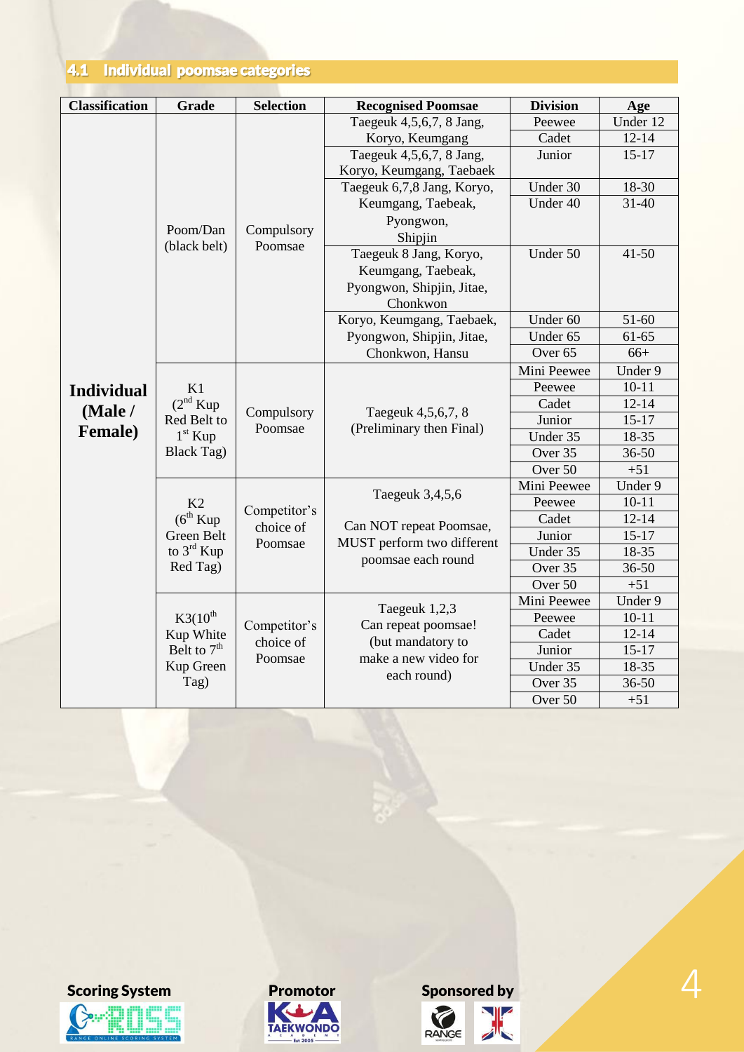## 4.1 Individual poomsae categories

| Classification | Grade | Selection | Recognised Poomsae | Division | Age |
|---|---|---|---|---|---|
| Individual (Male / Female) | Poom/Dan (black belt) | Compulsory Poomsae | Taegeuk 4,5,6,7, 8 Jang, Koryo, Keumgang | Peewee | Under 12 |
| | | | | Cadet | 12-14 |
| | | | Taegeuk 4,5,6,7, 8 Jang, Koryo, Keumgang, Taebaek | Junior | 15-17 |
| | | | Taegeuk 6,7,8 Jang, Koryo, Keumgang, Taebeak, Pyongwon, Shipjin | Under 30 | 18-30 |
| | | | | Under 40 | 31-40 |
| | | | Taegeuk 8 Jang, Koryo, Keumgang, Taebeak, Pyongwon, Shipjin, Jitae, Chonkwon | Under 50 | 41-50 |
| | | | Koryo, Keumgang, Taebaek, Pyongwon, Shipjin, Jitae, Chonkwon, Hansu | Under 60 | 51-60 |
| | | | | Under 65 | 61-65 |
| | | | | Over 65 | 66+ |
| | K1 (2nd Kup Red Belt to 1st Kup Black Tag) | Compulsory Poomsae | Taegeuk 4,5,6,7, 8 (Preliminary then Final) | Mini Peewee | Under 9 |
| | | | | Peewee | 10-11 |
| | | | | Cadet | 12-14 |
| | | | | Junior | 15-17 |
| | | | | Under 35 | 18-35 |
| | | | | Over 35 | 36-50 |
| | | | | Over 50 | +51 |
| | K2 (6th Kup Green Belt to 3rd Kup Red Tag) | Competitor's choice of Poomsae | Taegeuk 3,4,5,6<br><br>Can NOT repeat Poomsae, MUST perform two different poomsae each round | Mini Peewee | Under 9 |
| | | | | Peewee | 10-11 |
| | | | | Cadet | 12-14 |
| | | | | Junior | 15-17 |
| | | | | Under 35 | 18-35 |
| | | | | Over 35 | 36-50 |
| | | | | Over 50 | +51 |
| | K3(10th Kup White Belt to 7th Kup Green Tag) | Competitor's choice of Poomsae | Taegeuk 1,2,3 Can repeat poomsae! (but mandatory to make a new video for each round) | Mini Peewee | Under 9 |
| | | | | Peewee | 10-11 |
| | | | | Cadet | 12-14 |
| | | | | Junior | 15-17 |
| | | | | Under 35 | 18-35 |
| | | | | Over 35 | 36-50 |
| | | | | Over 50 | +51 |

**Scoring System** **Promotor** **Sponsored by**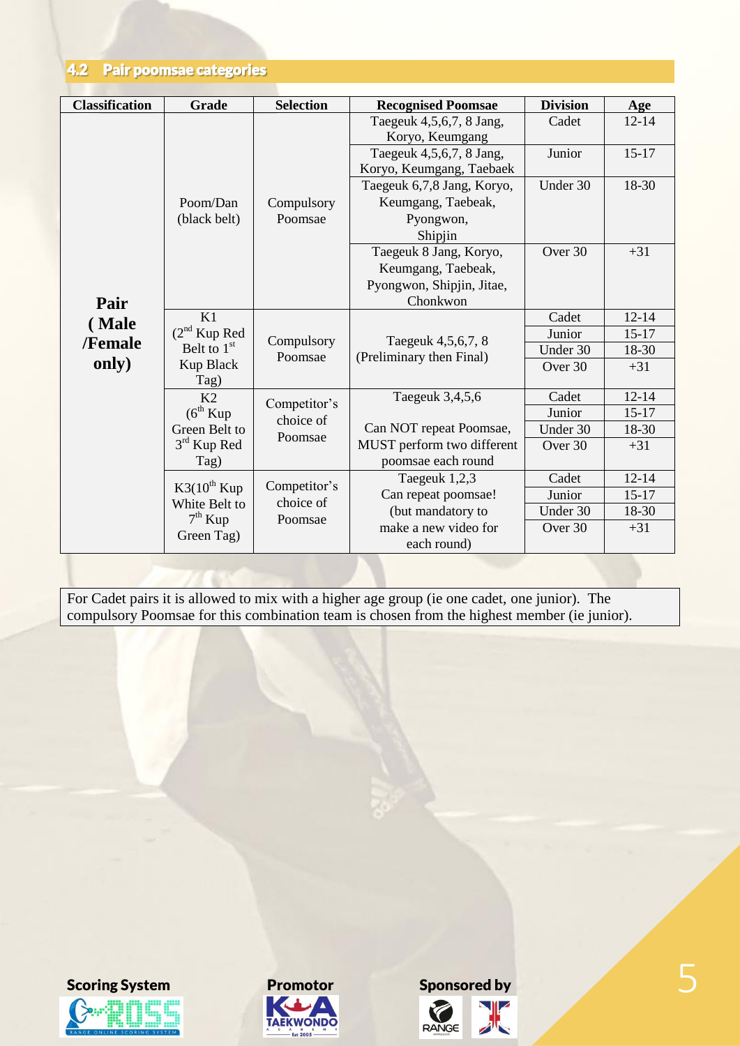## 4.2 Pair poomsae categories

| Classification | Grade | Selection | Recognised Poomsae | Division | Age |
|---|---|---|---|---|---|
| **Pair (Male /Female only)** | Poom/Dan (black belt) | Compulsory Poomsae | Taegeuk 4,5,6,7, 8 Jang, Koryo, Keumgang | Cadet | 12-14 |
| | | | Taegeuk 4,5,6,7, 8 Jang, Koryo, Keumgang, Taebaek | Junior | 15-17 |
| | | | Taegeuk 6,7,8 Jang, Koryo, Keumgang, Taebeak, Pyongwon, Shipjin | Under 30 | 18-30 |
| | | | Taegeuk 8 Jang, Koryo, Keumgang, Taebeak, Pyongwon, Shipjin, Jitae, Chonkwon | Over 30 | +31 |
| | K1 (2nd Kup Red Belt to 1st Kup Black Tag) | Compulsory Poomsae | Taegeuk 4,5,6,7, 8 (Preliminary then Final) | Cadet | 12-14 |
| | | | | Junior | 15-17 |
| | | | | Under 30 | 18-30 |
| | | | | Over 30 | +31 |
| | K2 (6th Kup Green Belt to 3rd Kup Red Tag) | Competitor's choice of Poomsae | Taegeuk 3,4,5,6 Can NOT repeat Poomsae, MUST perform two different poomsae each round | Cadet | 12-14 |
| | | | | Junior | 15-17 |
| | | | | Under 30 | 18-30 |
| | | | | Over 30 | +31 |
| | K3(10th Kup White Belt to 7th Kup Green Tag) | Competitor's choice of Poomsae | Taegeuk 1,2,3 Can repeat poomsae! (but mandatory to make a new video for each round) | Cadet | 12-14 |
| | | | | Junior | 15-17 |
| | | | | Under 30 | 18-30 |
| | | | | Over 30 | +31 |

For Cadet pairs it is allowed to mix with a higher age group (ie one cadet, one junior). The compulsory Poomsae for this combination team is chosen from the highest member (ie junior).

**Scoring System** **Promotor** **Sponsored by**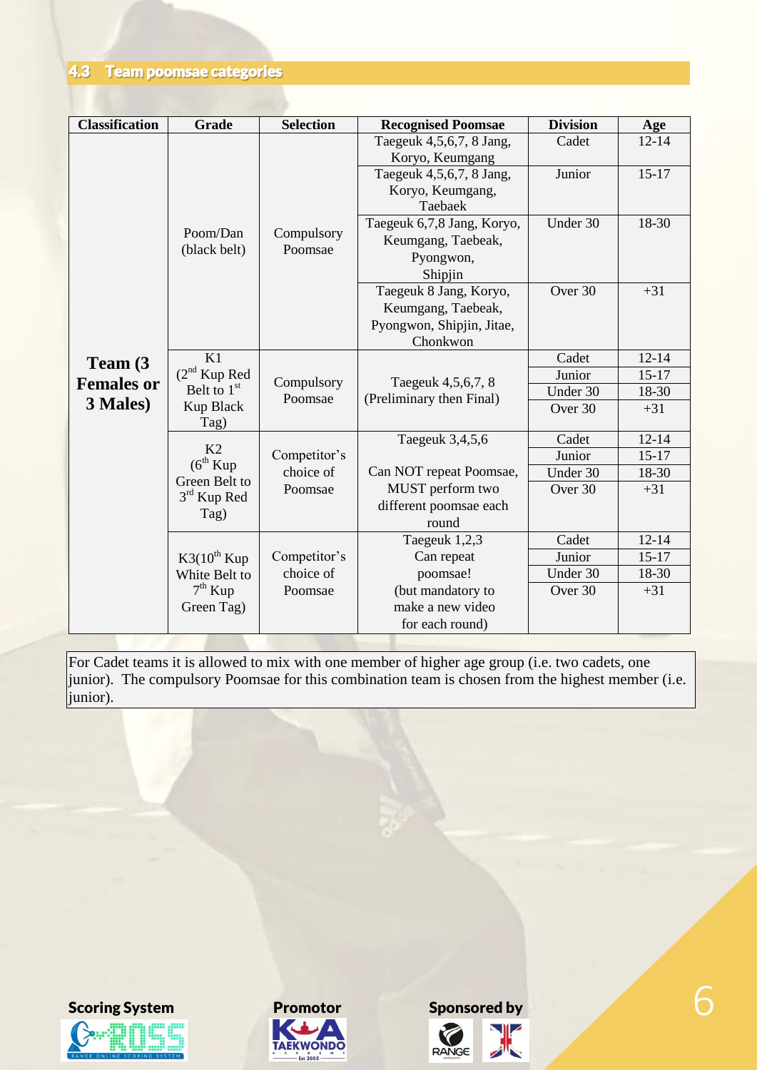## 4.3 Team poomsae categories

| Classification | Grade | Selection | Recognised Poomsae | Division | Age |
|---|---|---|---|---|---|
| **Team (3 Females or 3 Males)** | Poom/Dan (black belt) | Compulsory Poomsae | Taegeuk 4,5,6,7, 8 Jang, Koryo, Keumgang | Cadet | 12-14 |
| | | | Taegeuk 4,5,6,7, 8 Jang, Koryo, Keumgang, Taebaek | Junior | 15-17 |
| | | | Taegeuk 6,7,8 Jang, Koryo, Keumgang, Taebeak, Pyongwon, Shipjin | Under 30 | 18-30 |
| | | | Taegeuk 8 Jang, Koryo, Keumgang, Taebeak, Pyongwon, Shipjin, Jitae, Chonkwon | Over 30 | +31 |
| | K1 (2nd Kup Red Belt to 1st Kup Black Tag) | Compulsory Poomsae | Taegeuk 4,5,6,7, 8 (Preliminary then Final) | Cadet | 12-14 |
| | | | | Junior | 15-17 |
| | | | | Under 30 | 18-30 |
| | | | | Over 30 | +31 |
| | K2 (6th Kup Green Belt to 3rd Kup Red Tag) | Competitor's choice of Poomsae | Taegeuk 3,4,5,6 | Cadet | 12-14 |
| | | | Can NOT repeat Poomsae, | Junior | 15-17 |
| | | | MUST perform two | Under 30 | 18-30 |
| | | | different poomsae each round | Over 30 | +31 |
| | K3(10th Kup White Belt to 7th Kup Green Tag) | Competitor's choice of Poomsae | Taegeuk 1,2,3 | Cadet | 12-14 |
| | | | Can repeat poomsae! | Junior | 15-17 |
| | | | (but mandatory to make a new video | Under 30 | 18-30 |
| | | | for each round) | Over 30 | +31 |

For Cadet teams it is allowed to mix with one member of higher age group (i.e. two cadets, one junior). The compulsory Poomsae for this combination team is chosen from the highest member (i.e. junior).

**Scoring System** **Promotor** **Sponsored by**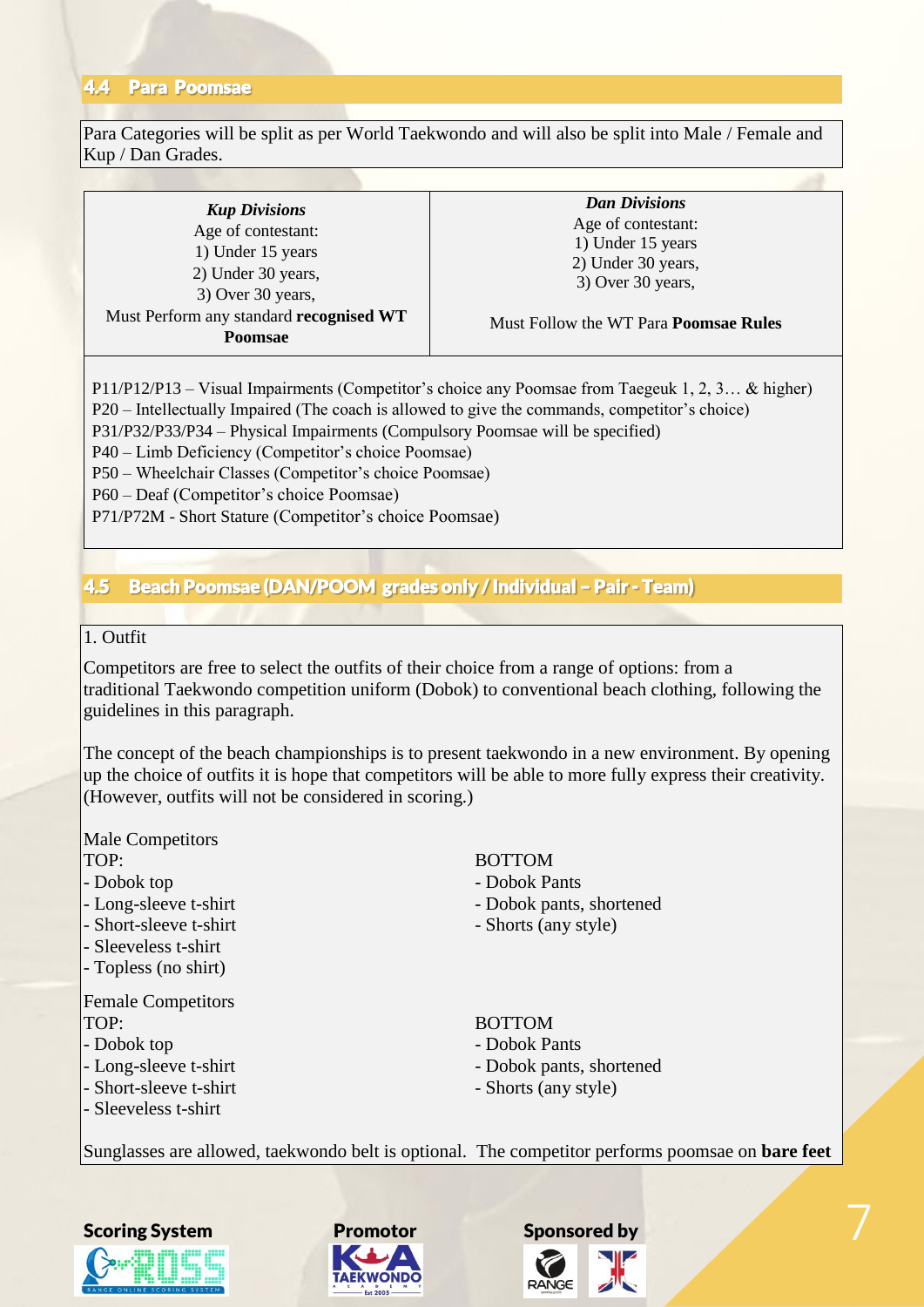## 4.4 Para Poomsae

Para Categories will be split as per World Taekwondo and will also be split into Male / Female and Kup / Dan Grades.

| *Kup Divisions* | *Dan Divisions* |
|---|---|
| Age of contestant:<br>1) Under 15 years<br>2) Under 30 years,<br>3) Over 30 years,<br>Must Perform any standard **recognised WT Poomsae** | Age of contestant:<br>1) Under 15 years<br>2) Under 30 years,<br>3) Over 30 years,<br>Must Follow the WT Para **Poomsae Rules** |

P11/P12/P13 – Visual Impairments (Competitor's choice any Poomsae from Taegeuk 1, 2, 3… & higher)
P20 – Intellectually Impaired (The coach is allowed to give the commands, competitor's choice)
P31/P32/P33/P34 – Physical Impairments (Compulsory Poomsae will be specified)
P40 – Limb Deficiency (Competitor's choice Poomsae)
P50 – Wheelchair Classes (Competitor's choice Poomsae)
P60 – Deaf (Competitor's choice Poomsae)
P71/P72M - Short Stature (Competitor's choice Poomsae)

## 4.5 Beach Poomsae (DAN/POOM grades only / Individual – Pair - Team)

1. Outfit

Competitors are free to select the outfits of their choice from a range of options: from a traditional Taekwondo competition uniform (Dobok) to conventional beach clothing, following the guidelines in this paragraph.

The concept of the beach championships is to present taekwondo in a new environment. By opening up the choice of outfits it is hope that competitors will be able to more fully express their creativity. (However, outfits will not be considered in scoring.)

Male Competitors

TOP:
- Dobok top
- Long-sleeve t-shirt
- Short-sleeve t-shirt
- Sleeveless t-shirt
- Topless (no shirt)

BOTTOM
- Dobok Pants
- Dobok pants, shortened
- Shorts (any style)

Female Competitors

TOP:
- Dobok top
- Long-sleeve t-shirt
- Short-sleeve t-shirt
- Sleeveless t-shirt

BOTTOM
- Dobok Pants
- Dobok pants, shortened
- Shorts (any style)

Sunglasses are allowed, taekwondo belt is optional. The competitor performs poomsae on **bare feet**

**Scoring System** **Promotor** **Sponsored by**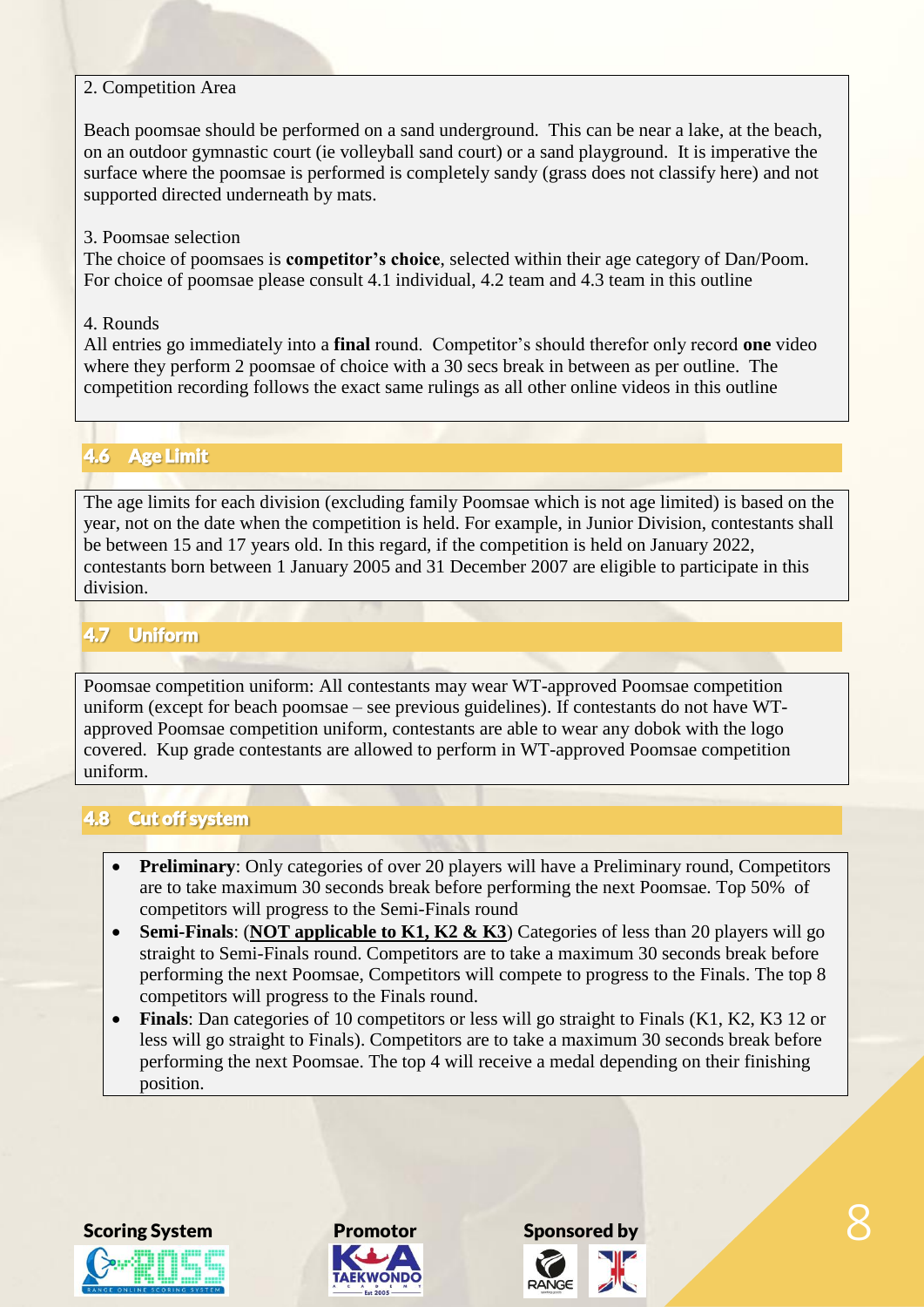2. Competition Area

Beach poomsae should be performed on a sand underground. This can be near a lake, at the beach, on an outdoor gymnastic court (ie volleyball sand court) or a sand playground. It is imperative the surface where the poomsae is performed is completely sandy (grass does not classify here) and not supported directed underneath by mats.

3. Poomsae selection
The choice of poomsaes is **competitor's choice**, selected within their age category of Dan/Poom. For choice of poomsae please consult 4.1 individual, 4.2 team and 4.3 team in this outline

4. Rounds
All entries go immediately into a **final** round. Competitor's should therefor only record **one** video where they perform 2 poomsae of choice with a 30 secs break in between as per outline. The competition recording follows the exact same rulings as all other online videos in this outline

## 4.6 Age Limit

The age limits for each division (excluding family Poomsae which is not age limited) is based on the year, not on the date when the competition is held. For example, in Junior Division, contestants shall be between 15 and 17 years old. In this regard, if the competition is held on January 2022, contestants born between 1 January 2005 and 31 December 2007 are eligible to participate in this division.

## 4.7 Uniform

Poomsae competition uniform: All contestants may wear WT-approved Poomsae competition uniform (except for beach poomsae – see previous guidelines). If contestants do not have WT-approved Poomsae competition uniform, contestants are able to wear any dobok with the logo covered. Kup grade contestants are allowed to perform in WT-approved Poomsae competition uniform.

## 4.8 Cut off system

- **Preliminary**: Only categories of over 20 players will have a Preliminary round, Competitors are to take maximum 30 seconds break before performing the next Poomsae. Top 50% of competitors will progress to the Semi-Finals round
- **Semi-Finals**: (**NOT applicable to K1, K2 & K3**) Categories of less than 20 players will go straight to Semi-Finals round. Competitors are to take a maximum 30 seconds break before performing the next Poomsae, Competitors will compete to progress to the Finals. The top 8 competitors will progress to the Finals round.
- **Finals**: Dan categories of 10 competitors or less will go straight to Finals (K1, K2, K3 12 or less will go straight to Finals). Competitors are to take a maximum 30 seconds break before performing the next Poomsae. The top 4 will receive a medal depending on their finishing position.

Scoring System

Promotor

Sponsored by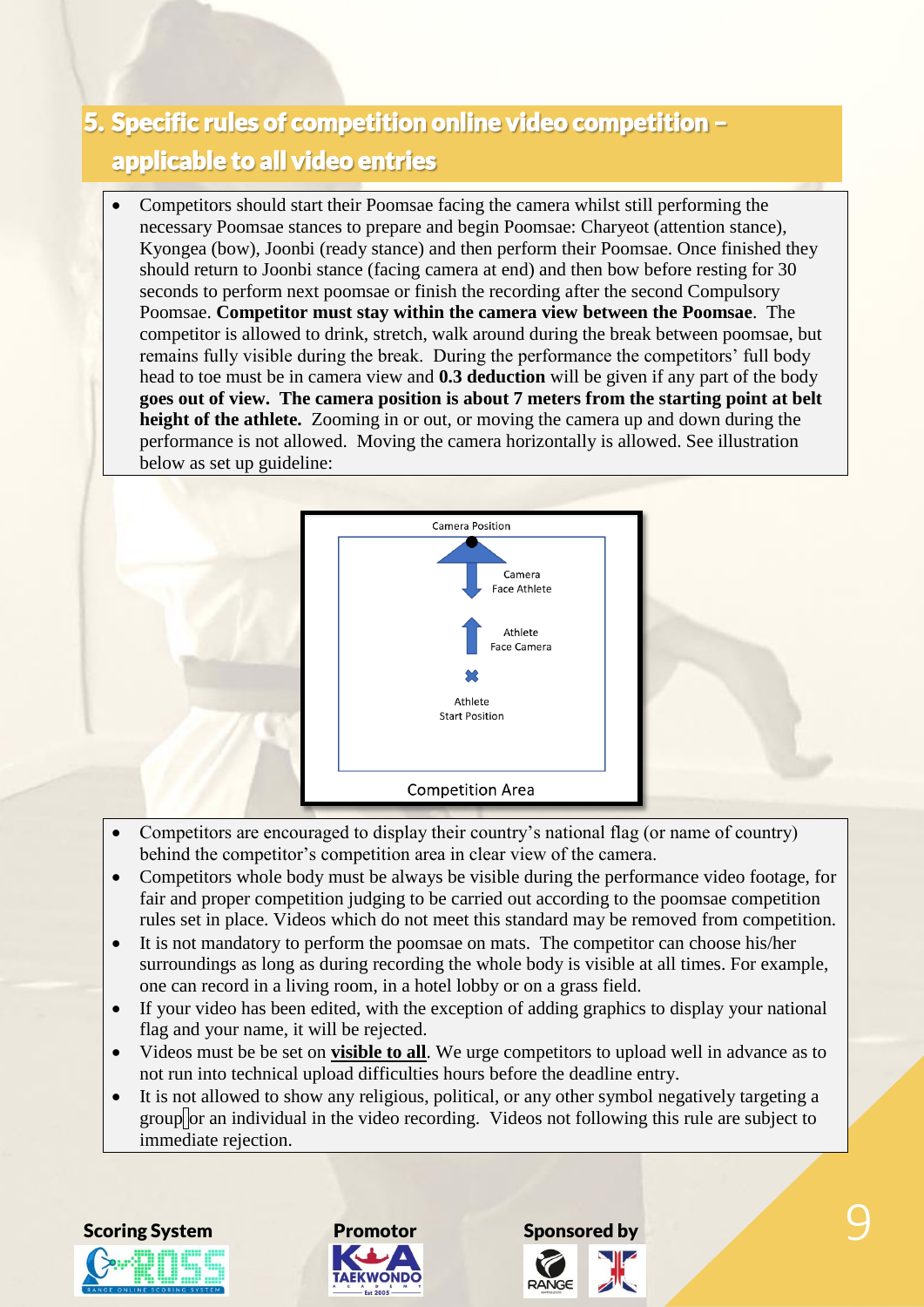## 5. Specific rules of competition online video competition – applicable to all video entries

- Competitors should start their Poomsae facing the camera whilst still performing the necessary Poomsae stances to prepare and begin Poomsae: Charyeot (attention stance), Kyongea (bow), Joonbi (ready stance) and then perform their Poomsae. Once finished they should return to Joonbi stance (facing camera at end) and then bow before resting for 30 seconds to perform next poomsae or finish the recording after the second Compulsory Poomsae. **Competitor must stay within the camera view between the Poomsae**. The competitor is allowed to drink, stretch, walk around during the break between poomsae, but remains fully visible during the break. During the performance the competitors' full body head to toe must be in camera view and **0.3 deduction** will be given if any part of the body **goes out of view. The camera position is about 7 meters from the starting point at belt height of the athlete.** Zooming in or out, or moving the camera up and down during the performance is not allowed. Moving the camera horizontally is allowed. See illustration below as set up guideline:

Camera Position

Camera Face Athlete

Athlete Face Camera

Athlete Start Position

Competition Area

- Competitors are encouraged to display their country's national flag (or name of country) behind the competitor's competition area in clear view of the camera.
- Competitors whole body must be always be visible during the performance video footage, for fair and proper competition judging to be carried out according to the poomsae competition rules set in place. Videos which do not meet this standard may be removed from competition.
- It is not mandatory to perform the poomsae on mats. The competitor can choose his/her surroundings as long as during recording the whole body is visible at all times. For example, one can record in a living room, in a hotel lobby or on a grass field.
- If your video has been edited, with the exception of adding graphics to display your national flag and your name, it will be rejected.
- Videos must be be set on **visible to all**. We urge competitors to upload well in advance as to not run into technical upload difficulties hours before the deadline entry.
- It is not allowed to show any religious, political, or any other symbol negatively targeting a group or an individual in the video recording. Videos not following this rule are subject to immediate rejection.

**Scoring System** **Promotor** **Sponsored by**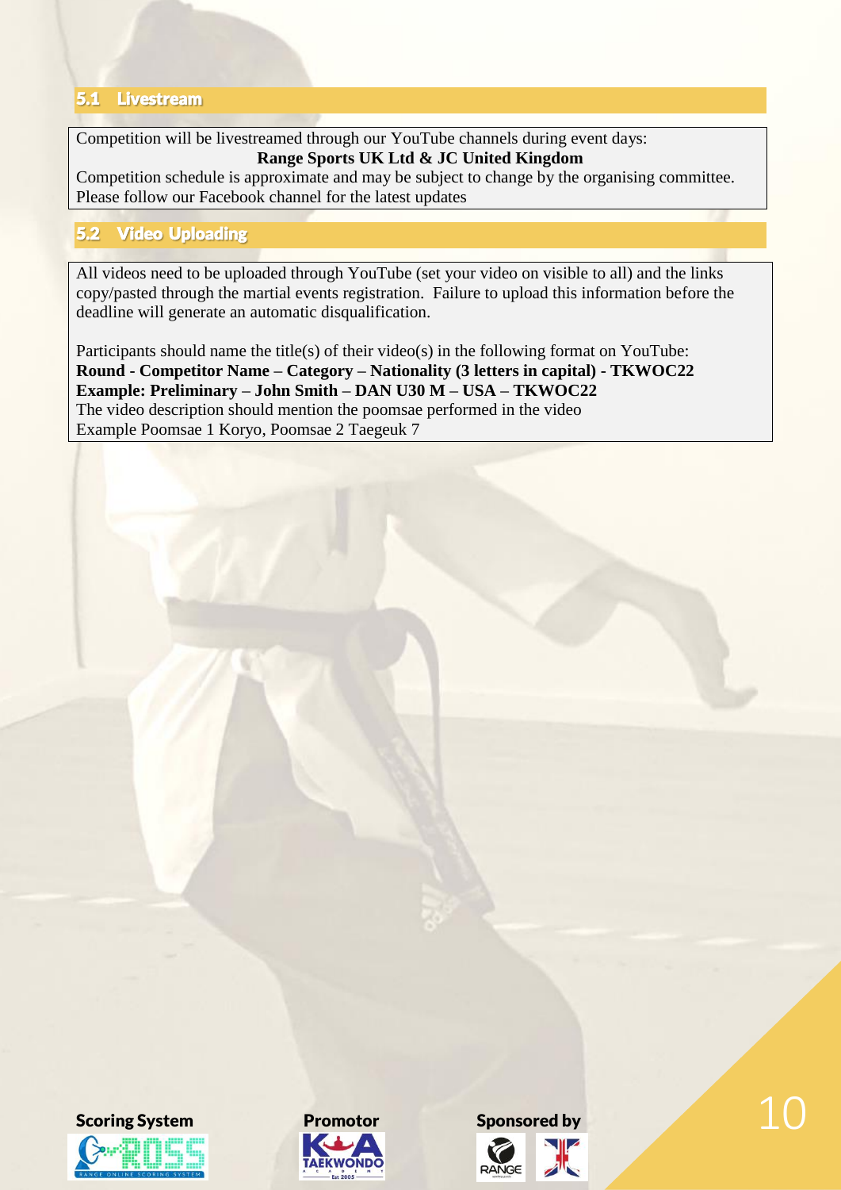## 5.1 Livestream

Competition will be livestreamed through our YouTube channels during event days:

**Range Sports UK Ltd & JC United Kingdom**

Competition schedule is approximate and may be subject to change by the organising committee. Please follow our Facebook channel for the latest updates

## 5.2 Video Uploading

All videos need to be uploaded through YouTube (set your video on visible to all) and the links copy/pasted through the martial events registration. Failure to upload this information before the deadline will generate an automatic disqualification.

Participants should name the title(s) of their video(s) in the following format on YouTube:
**Round - Competitor Name – Category – Nationality (3 letters in capital) - TKWOC22**
**Example: Preliminary – John Smith – DAN U30 M – USA – TKWOC22**
The video description should mention the poomsae performed in the video
Example Poomsae 1 Koryo, Poomsae 2 Taegeuk 7

**Scoring System** **Promotor** **Sponsored by**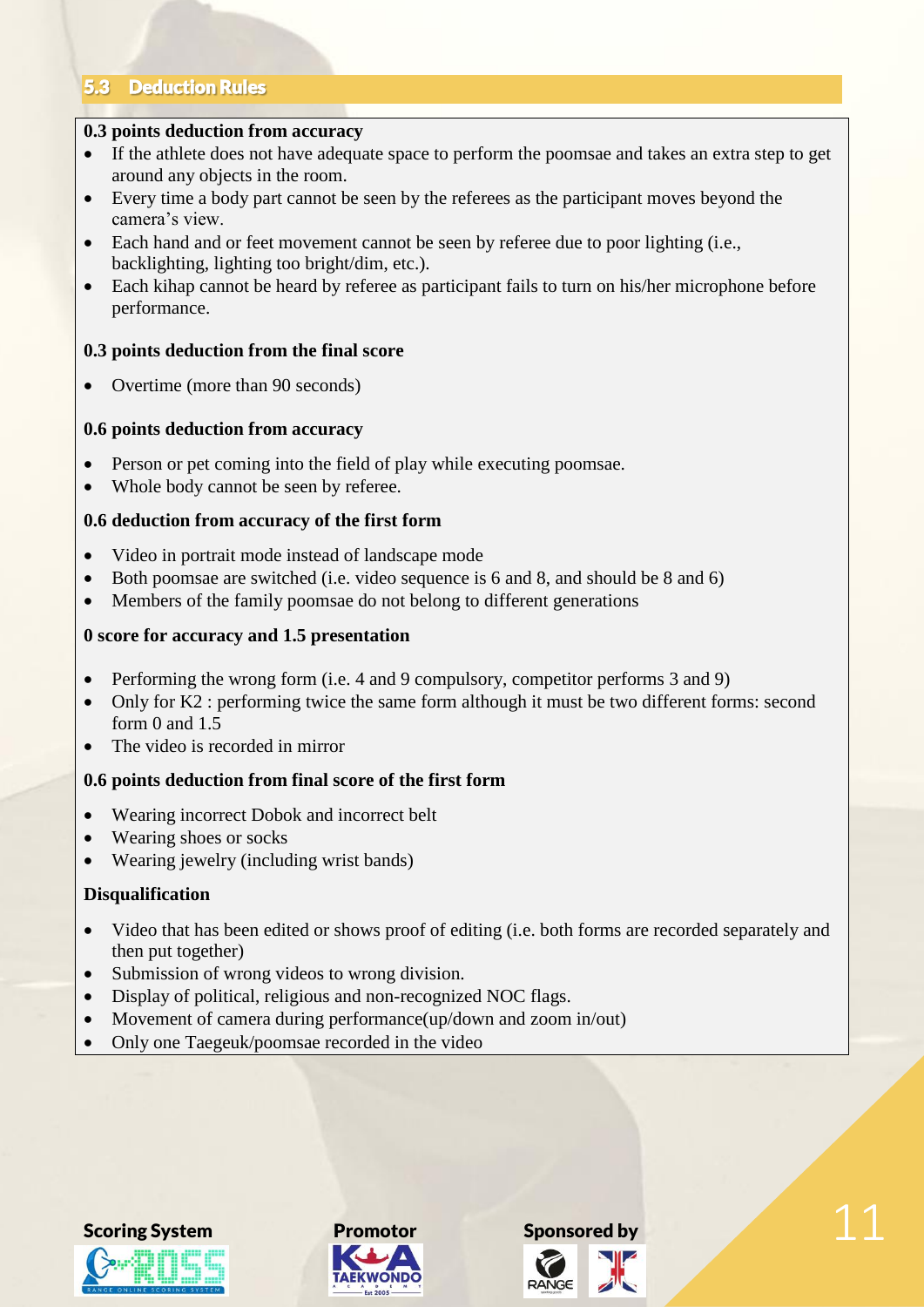## 5.3 Deduction Rules

**0.3 points deduction from accuracy**

- If the athlete does not have adequate space to perform the poomsae and takes an extra step to get around any objects in the room.
- Every time a body part cannot be seen by the referees as the participant moves beyond the camera's view.
- Each hand and or feet movement cannot be seen by referee due to poor lighting (i.e., backlighting, lighting too bright/dim, etc.).
- Each kihap cannot be heard by referee as participant fails to turn on his/her microphone before performance.

**0.3 points deduction from the final score**

- Overtime (more than 90 seconds)

**0.6 points deduction from accuracy**

- Person or pet coming into the field of play while executing poomsae.
- Whole body cannot be seen by referee.

**0.6 deduction from accuracy of the first form**

- Video in portrait mode instead of landscape mode
- Both poomsae are switched (i.e. video sequence is 6 and 8, and should be 8 and 6)
- Members of the family poomsae do not belong to different generations

**0 score for accuracy and 1.5 presentation**

- Performing the wrong form (i.e. 4 and 9 compulsory, competitor performs 3 and 9)
- Only for K2 : performing twice the same form although it must be two different forms: second form 0 and 1.5
- The video is recorded in mirror

**0.6 points deduction from final score of the first form**

- Wearing incorrect Dobok and incorrect belt
- Wearing shoes or socks
- Wearing jewelry (including wrist bands)

**Disqualification**

- Video that has been edited or shows proof of editing (i.e. both forms are recorded separately and then put together)
- Submission of wrong videos to wrong division.
- Display of political, religious and non-recognized NOC flags.
- Movement of camera during performance(up/down and zoom in/out)
- Only one Taegeuk/poomsae recorded in the video

**Scoring System** **Promotor** **Sponsored by**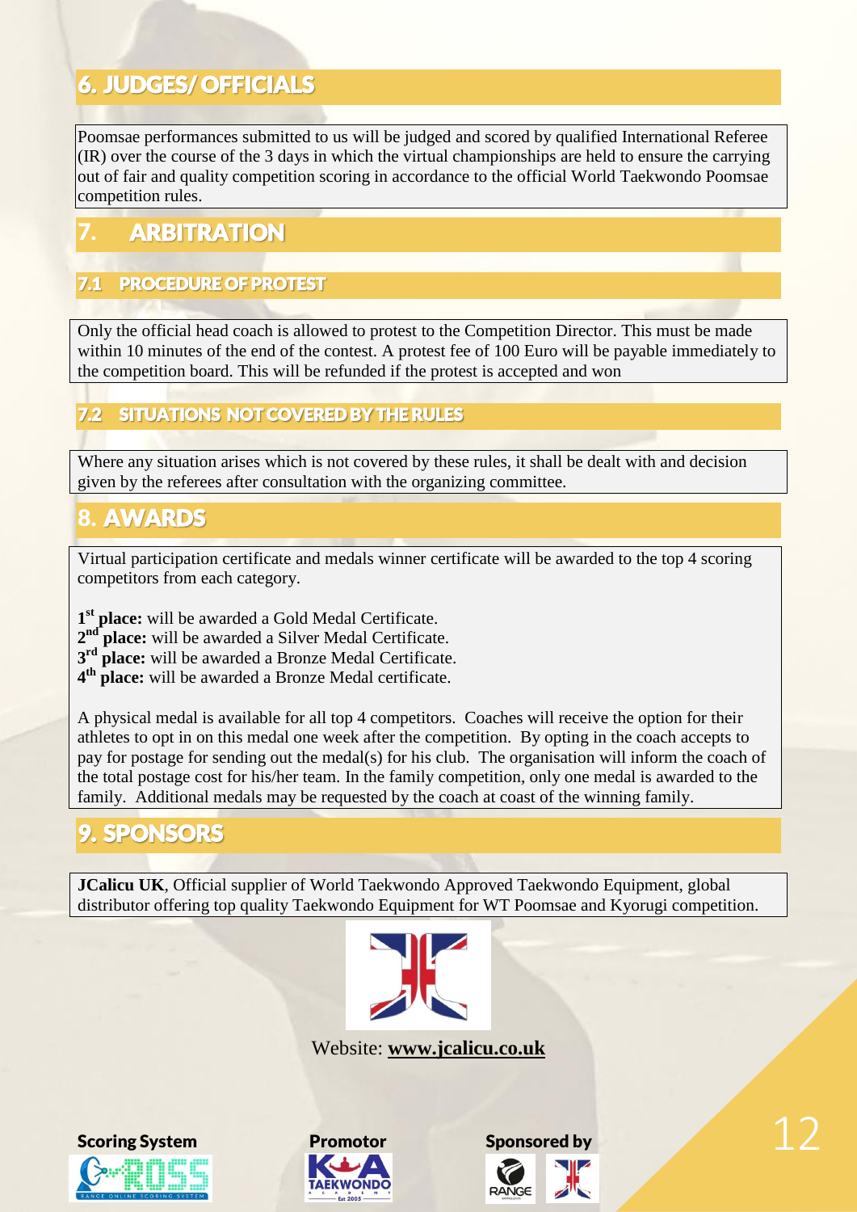# 6. JUDGES/ OFFICIALS

Poomsae performances submitted to us will be judged and scored by qualified International Referee (IR) over the course of the 3 days in which the virtual championships are held to ensure the carrying out of fair and quality competition scoring in accordance to the official World Taekwondo Poomsae competition rules.

# 7. ARBITRATION

## 7.1 PROCEDURE OF PROTEST

Only the official head coach is allowed to protest to the Competition Director. This must be made within 10 minutes of the end of the contest. A protest fee of 100 Euro will be payable immediately to the competition board. This will be refunded if the protest is accepted and won

## 7.2 SITUATIONS NOT COVERED BY THE RULES

Where any situation arises which is not covered by these rules, it shall be dealt with and decision given by the referees after consultation with the organizing committee.

# 8. AWARDS

Virtual participation certificate and medals winner certificate will be awarded to the top 4 scoring competitors from each category.

1st **place:** will be awarded a Gold Medal Certificate.
2nd **place:** will be awarded a Silver Medal Certificate.
3rd **place:** will be awarded a Bronze Medal Certificate.
4th **place:** will be awarded a Bronze Medal certificate.

A physical medal is available for all top 4 competitors. Coaches will receive the option for their athletes to opt in on this medal one week after the competition. By opting in the coach accepts to pay for postage for sending out the medal(s) for his club. The organisation will inform the coach of the total postage cost for his/her team. In the family competition, only one medal is awarded to the family. Additional medals may be requested by the coach at coast of the winning family.

# 9. SPONSORS

**JCalicu UK**, Official supplier of World Taekwondo Approved Taekwondo Equipment, global distributor offering top quality Taekwondo Equipment for WT Poomsae and Kyorugi competition.

Website: **www.jcalicu.co.uk**

**Scoring System** **Promotor** **Sponsored by**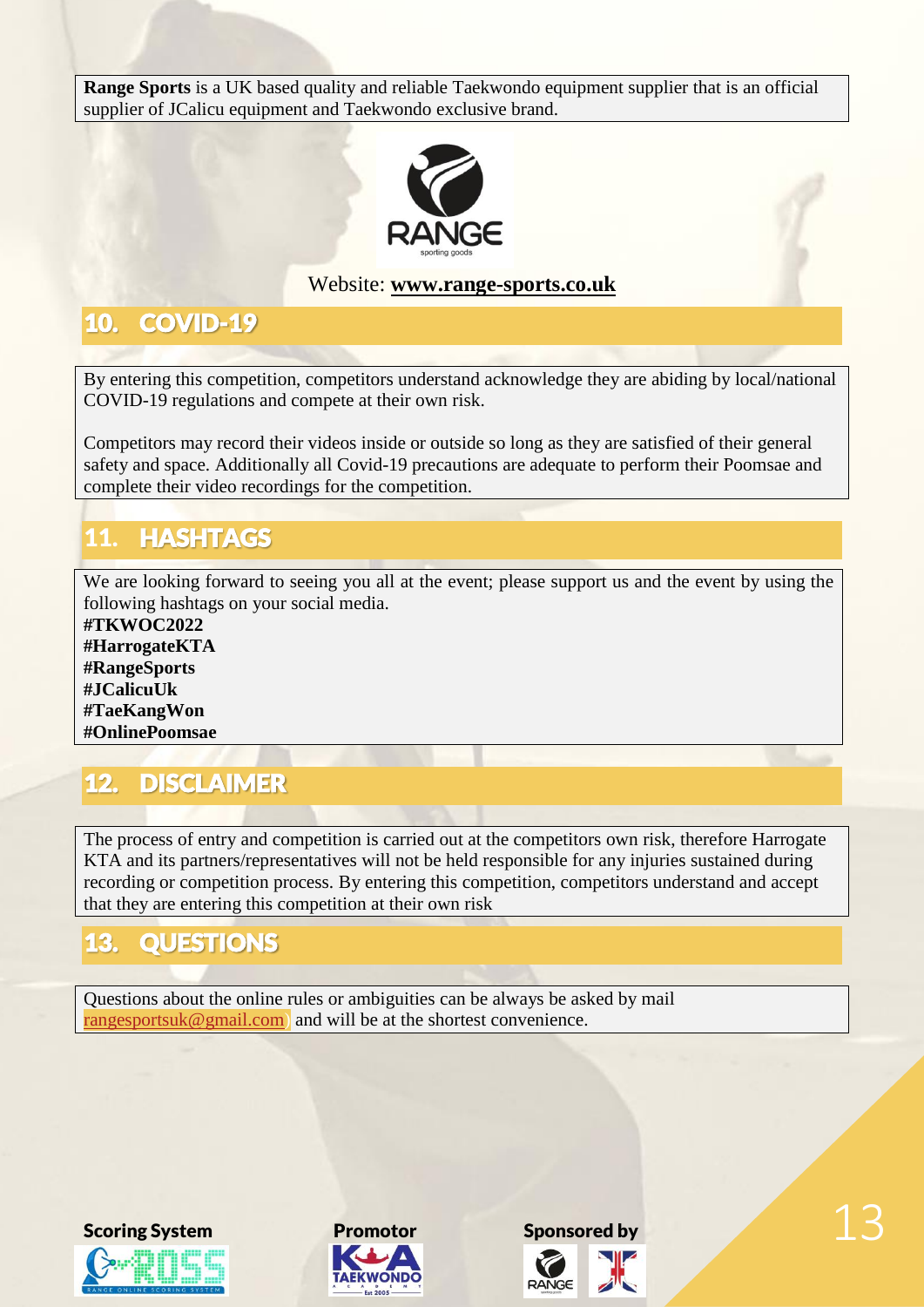**Range Sports** is a UK based quality and reliable Taekwondo equipment supplier that is an official supplier of JCalicu equipment and Taekwondo exclusive brand.

Website: **www.range-sports.co.uk**

## 10. COVID-19

By entering this competition, competitors understand acknowledge they are abiding by local/national COVID-19 regulations and compete at their own risk.

Competitors may record their videos inside or outside so long as they are satisfied of their general safety and space. Additionally all Covid-19 precautions are adequate to perform their Poomsae and complete their video recordings for the competition.

## 11. HASHTAGS

We are looking forward to seeing you all at the event; please support us and the event by using the following hashtags on your social media.

**#TKWOC2022**
**#HarrogateKTA**
**#RangeSports**
**#JCalicuUk**
**#TaeKangWon**
**#OnlinePoomsae**

## 12. DISCLAIMER

The process of entry and competition is carried out at the competitors own risk, therefore Harrogate KTA and its partners/representatives will not be held responsible for any injuries sustained during recording or competition process. By entering this competition, competitors understand and accept that they are entering this competition at their own risk

## 13. QUESTIONS

Questions about the online rules or ambiguities can be always be asked by mail rangesportsuk@gmail.com and will be at the shortest convenience.

**Scoring System** | **Promotor** | **Sponsored by**